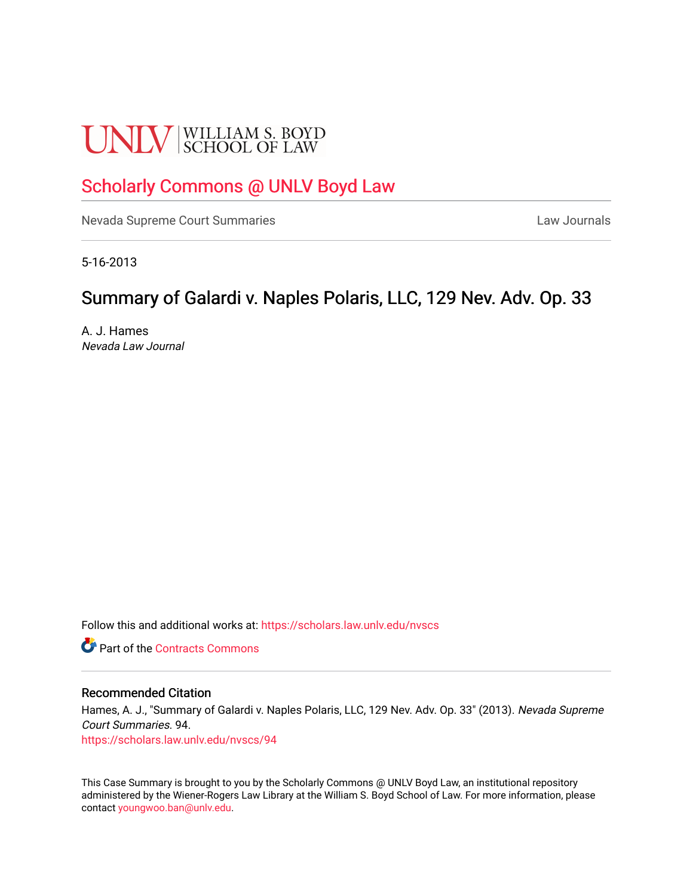UNLV | WILLIAM S. BOYD SCHOOL OF LAW

# Scholarly Commons @ UNLV Boyd Law

Nevada Supreme Court Summaries

Law Journals

5-16-2013

## Summary of Galardi v. Naples Polaris, LLC, 129 Nev. Adv. Op. 33

A. J. Hames
*Nevada Law Journal*

Follow this and additional works at: https://scholars.law.unlv.edu/nvscs

Part of the Contracts Commons

### Recommended Citation

Hames, A. J., "Summary of Galardi v. Naples Polaris, LLC, 129 Nev. Adv. Op. 33" (2013). *Nevada Supreme Court Summaries*. 94.
https://scholars.law.unlv.edu/nvscs/94

This Case Summary is brought to you by the Scholarly Commons @ UNLV Boyd Law, an institutional repository administered by the Wiener-Rogers Law Library at the William S. Boyd School of Law. For more information, please contact youngwoo.ban@unlv.edu.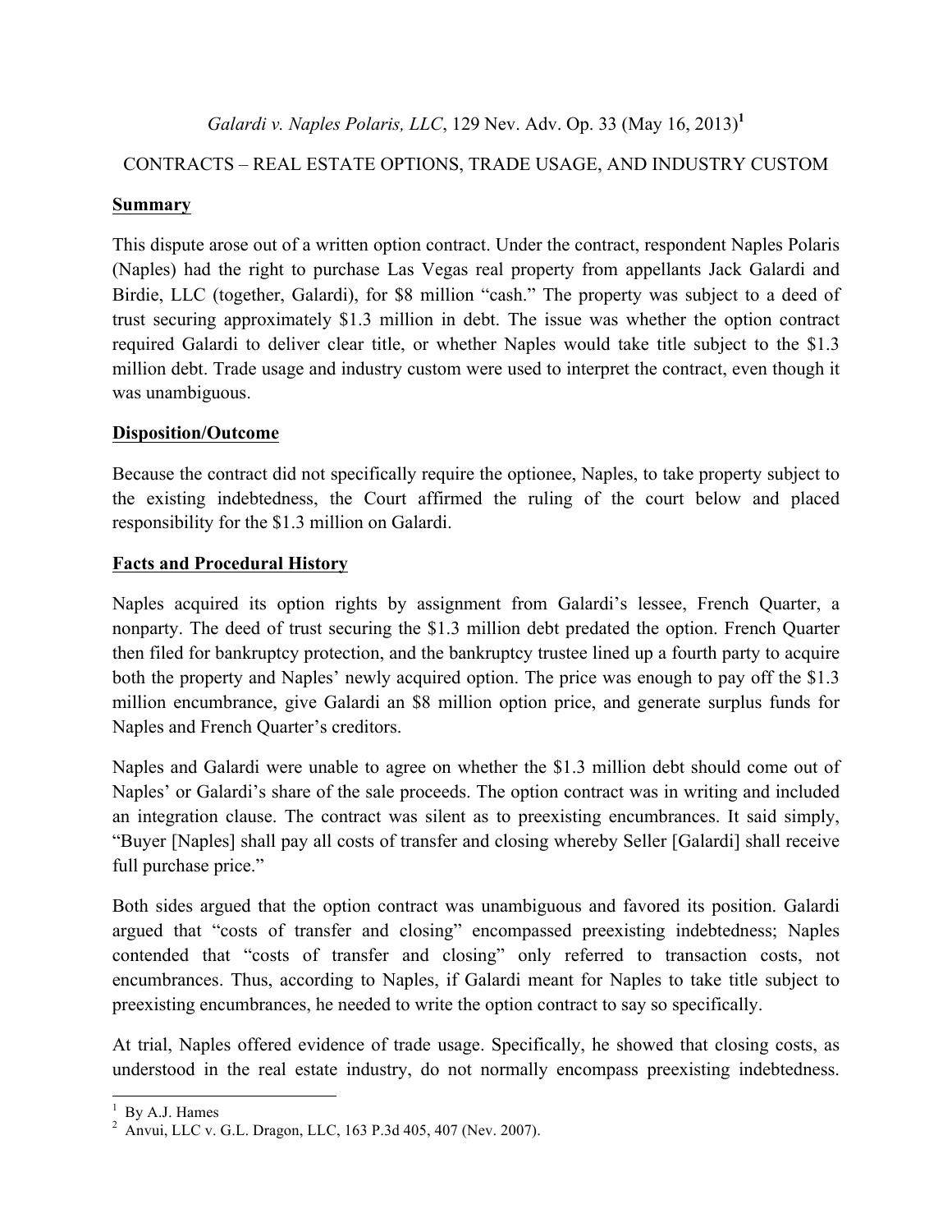*Galardi v. Naples Polaris, LLC*, 129 Nev. Adv. Op. 33 (May 16, 2013)[1]

CONTRACTS – REAL ESTATE OPTIONS, TRADE USAGE, AND INDUSTRY CUSTOM

**Summary**

This dispute arose out of a written option contract. Under the contract, respondent Naples Polaris (Naples) had the right to purchase Las Vegas real property from appellants Jack Galardi and Birdie, LLC (together, Galardi), for $8 million "cash." The property was subject to a deed of trust securing approximately $1.3 million in debt. The issue was whether the option contract required Galardi to deliver clear title, or whether Naples would take title subject to the $1.3 million debt. Trade usage and industry custom were used to interpret the contract, even though it was unambiguous.

**Disposition/Outcome**

Because the contract did not specifically require the optionee, Naples, to take property subject to the existing indebtedness, the Court affirmed the ruling of the court below and placed responsibility for the $1.3 million on Galardi.

**Facts and Procedural History**

Naples acquired its option rights by assignment from Galardi's lessee, French Quarter, a nonparty. The deed of trust securing the $1.3 million debt predated the option. French Quarter then filed for bankruptcy protection, and the bankruptcy trustee lined up a fourth party to acquire both the property and Naples' newly acquired option. The price was enough to pay off the $1.3 million encumbrance, give Galardi an $8 million option price, and generate surplus funds for Naples and French Quarter's creditors.

Naples and Galardi were unable to agree on whether the $1.3 million debt should come out of Naples' or Galardi's share of the sale proceeds. The option contract was in writing and included an integration clause. The contract was silent as to preexisting encumbrances. It said simply, "Buyer [Naples] shall pay all costs of transfer and closing whereby Seller [Galardi] shall receive full purchase price."

Both sides argued that the option contract was unambiguous and favored its position. Galardi argued that "costs of transfer and closing" encompassed preexisting indebtedness; Naples contended that "costs of transfer and closing" only referred to transaction costs, not encumbrances. Thus, according to Naples, if Galardi meant for Naples to take title subject to preexisting encumbrances, he needed to write the option contract to say so specifically.

At trial, Naples offered evidence of trade usage. Specifically, he showed that closing costs, as understood in the real estate industry, do not normally encompass preexisting indebtedness.

---

[1] By A.J. Hames

[2] Anvui, LLC v. G.L. Dragon, LLC, 163 P.3d 405, 407 (Nev. 2007).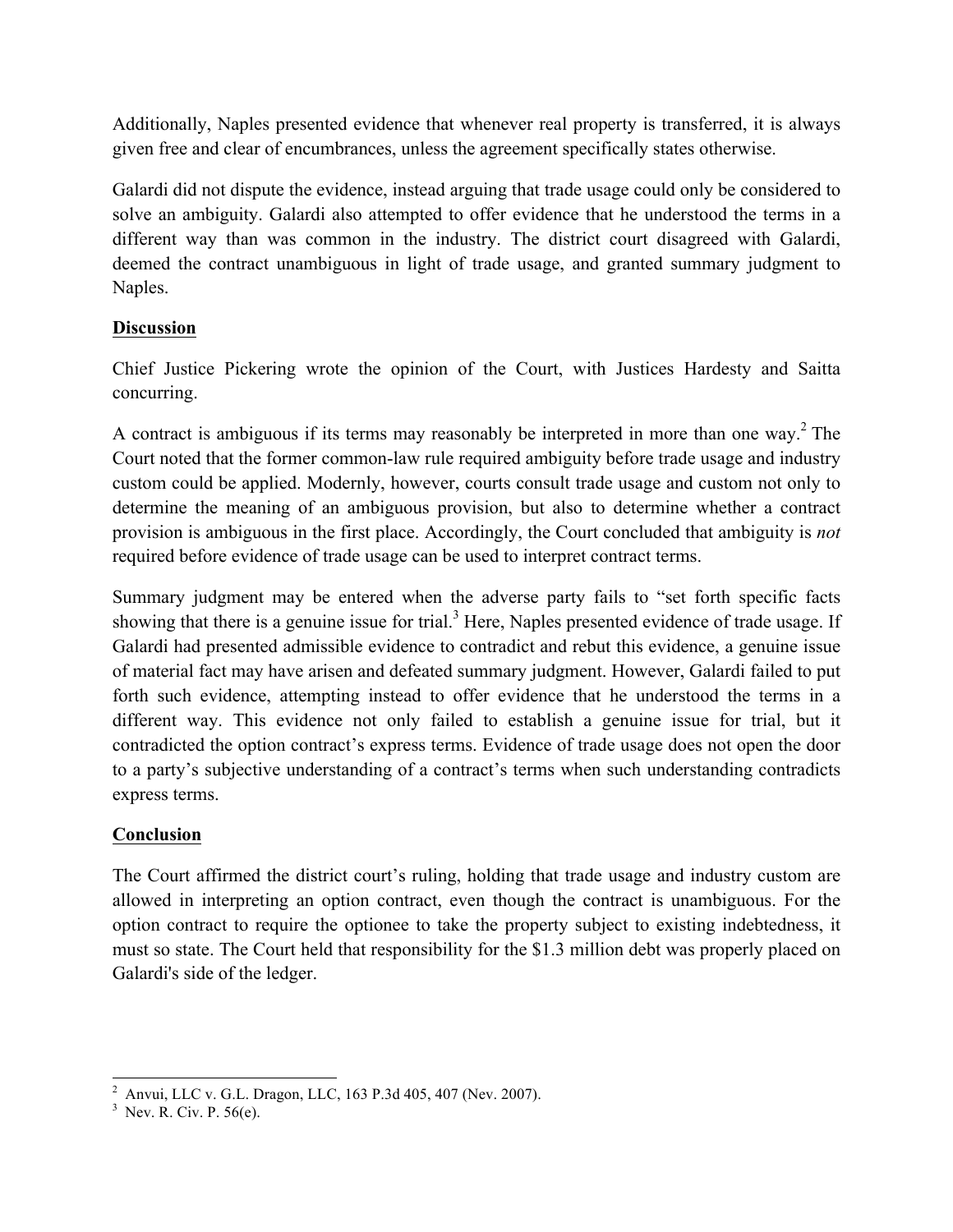Additionally, Naples presented evidence that whenever real property is transferred, it is always given free and clear of encumbrances, unless the agreement specifically states otherwise.

Galardi did not dispute the evidence, instead arguing that trade usage could only be considered to solve an ambiguity. Galardi also attempted to offer evidence that he understood the terms in a different way than was common in the industry. The district court disagreed with Galardi, deemed the contract unambiguous in light of trade usage, and granted summary judgment to Naples.

## Discussion

Chief Justice Pickering wrote the opinion of the Court, with Justices Hardesty and Saitta concurring.

A contract is ambiguous if its terms may reasonably be interpreted in more than one way.[2] The Court noted that the former common-law rule required ambiguity before trade usage and industry custom could be applied. Modernly, however, courts consult trade usage and custom not only to determine the meaning of an ambiguous provision, but also to determine whether a contract provision is ambiguous in the first place. Accordingly, the Court concluded that ambiguity is *not* required before evidence of trade usage can be used to interpret contract terms.

Summary judgment may be entered when the adverse party fails to "set forth specific facts showing that there is a genuine issue for trial.[3] Here, Naples presented evidence of trade usage. If Galardi had presented admissible evidence to contradict and rebut this evidence, a genuine issue of material fact may have arisen and defeated summary judgment. However, Galardi failed to put forth such evidence, attempting instead to offer evidence that he understood the terms in a different way. This evidence not only failed to establish a genuine issue for trial, but it contradicted the option contract's express terms. Evidence of trade usage does not open the door to a party's subjective understanding of a contract's terms when such understanding contradicts express terms.

## Conclusion

The Court affirmed the district court's ruling, holding that trade usage and industry custom are allowed in interpreting an option contract, even though the contract is unambiguous. For the option contract to require the optionee to take the property subject to existing indebtedness, it must so state. The Court held that responsibility for the $1.3 million debt was properly placed on Galardi's side of the ledger.

---

[2] Anvui, LLC v. G.L. Dragon, LLC, 163 P.3d 405, 407 (Nev. 2007).

[3] Nev. R. Civ. P. 56(e).